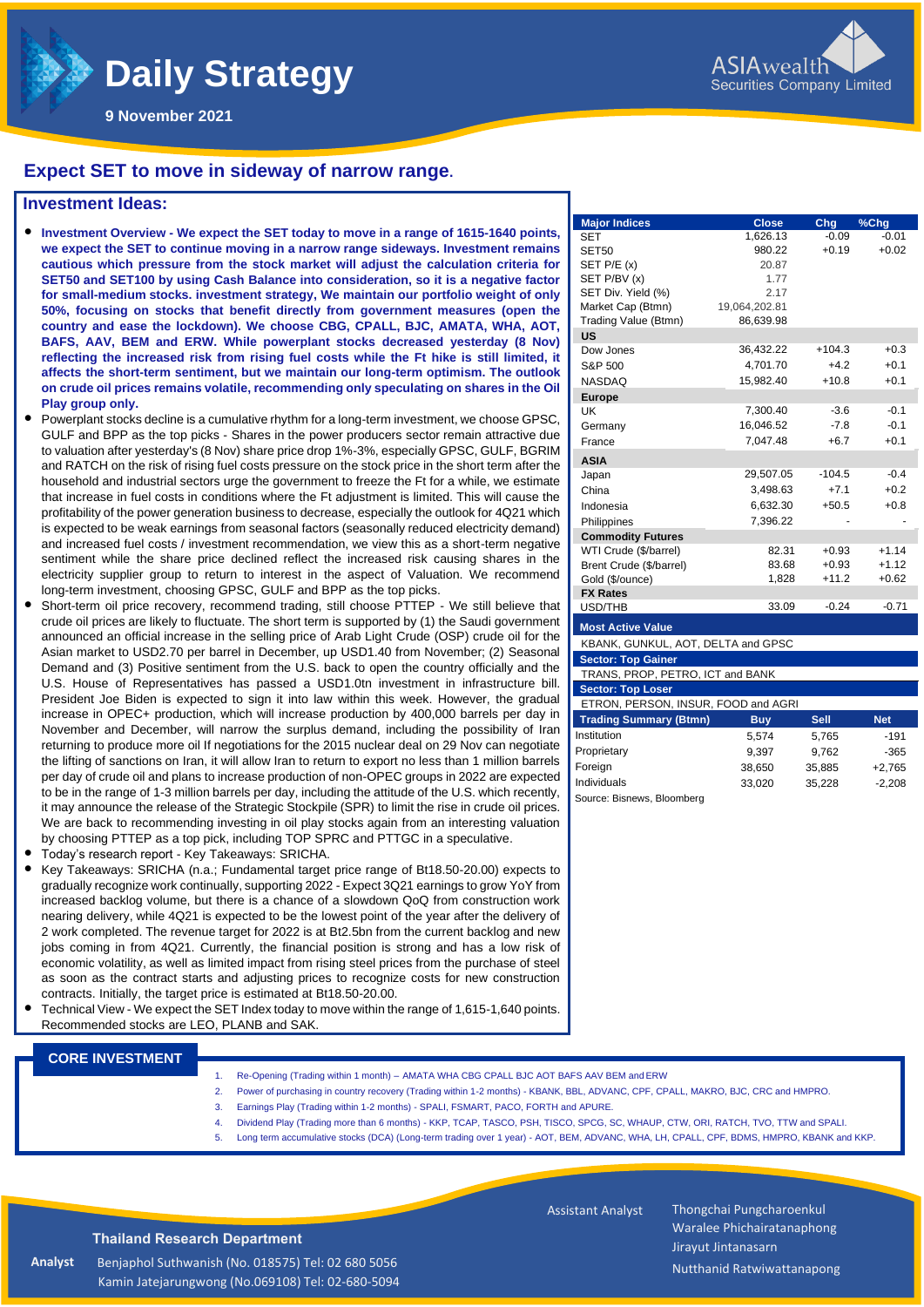# Daily Strategy

**9 November 2021**

ASIAwealth Securities Company Limited

## Expect SET to move in sideway of narrow range.

### Investment Ideas:

- **Investment Overview - We expect the SET today to move in a range of 1615-1640 points, we expect the SET to continue moving in a narrow range sideways. Investment remains cautious which pressure from the stock market will adjust the calculation criteria for SET50 and SET100 by using Cash Balance into consideration, so it is a negative factor for small-medium stocks. investment strategy, We maintain our portfolio weight of only 50%, focusing on stocks that benefit directly from government measures (open the country and ease the lockdown). We choose CBG, CPALL, BJC, AMATA, WHA, AOT, BAFS, AAV, BEM and ERW. While powerplant stocks decreased yesterday (8 Nov) reflecting the increased risk from rising fuel costs while the Ft hike is still limited, it affects the short-term sentiment, but we maintain our long-term optimism. The outlook on crude oil prices remains volatile, recommending only speculating on shares in the Oil Play group only.**
- Powerplant stocks decline is a cumulative rhythm for a long-term investment, we choose GPSC, GULF and BPP as the top picks - Shares in the power producers sector remain attractive due to valuation after yesterday's (8 Nov) share price drop 1%-3%, especially GPSC, GULF, BGRIM and RATCH on the risk of rising fuel costs pressure on the stock price in the short term after the household and industrial sectors urge the government to freeze the Ft for a while, we estimate that increase in fuel costs in conditions where the Ft adjustment is limited. This will cause the profitability of the power generation business to decrease, especially the outlook for 4Q21 which is expected to be weak earnings from seasonal factors (seasonally reduced electricity demand) and increased fuel costs / investment recommendation, we view this as a short-term negative sentiment while the share price declined reflect the increased risk causing shares in the electricity supplier group to return to interest in the aspect of Valuation. We recommend long-term investment, choosing GPSC, GULF and BPP as the top picks.
- Short-term oil price recovery, recommend trading, still choose PTTEP - We still believe that crude oil prices are likely to fluctuate. The short term is supported by (1) the Saudi government announced an official increase in the selling price of Arab Light Crude (OSP) crude oil for the Asian market to USD2.70 per barrel in December, up USD1.40 from November; (2) Seasonal Demand and (3) Positive sentiment from the U.S. back to open the country officially and the U.S. House of Representatives has passed a USD1.0tn investment in infrastructure bill. President Joe Biden is expected to sign it into law within this week. However, the gradual increase in OPEC+ production, which will increase production by 400,000 barrels per day in November and December, will narrow the surplus demand, including the possibility of Iran returning to produce more oil If negotiations for the 2015 nuclear deal on 29 Nov can negotiate the lifting of sanctions on Iran, it will allow Iran to return to export no less than 1 million barrels per day of crude oil and plans to increase production of non-OPEC groups in 2022 are expected to be in the range of 1-3 million barrels per day, including the attitude of the U.S. which recently, it may announce the release of the Strategic Stockpile (SPR) to limit the rise in crude oil prices. We are back to recommending investing in oil play stocks again from an interesting valuation by choosing PTTEP as a top pick, including TOP SPRC and PTTGC in a speculative.
- Today's research report - Key Takeaways: SRICHA.
- Key Takeaways: SRICHA (n.a.; Fundamental target price range of Bt18.50-20.00) expects to gradually recognize work continually, supporting 2022 - Expect 3Q21 earnings to grow YoY from increased backlog volume, but there is a chance of a slowdown QoQ from construction work nearing delivery, while 4Q21 is expected to be the lowest point of the year after the delivery of 2 work completed. The revenue target for 2022 is at Bt2.5bn from the current backlog and new jobs coming in from 4Q21. Currently, the financial position is strong and has a low risk of economic volatility, as well as limited impact from rising steel prices from the purchase of steel as soon as the contract starts and adjusting prices to recognize costs for new construction contracts. Initially, the target price is estimated at Bt18.50-20.00.
- Technical View - We expect the SET Index today to move within the range of 1,615-1,640 points. Recommended stocks are LEO, PLANB and SAK.

| Major Indices | Close | Chg | %Chg |
|---|---|---|---|
| SET | 1,626.13 | -0.09 | -0.01 |
| SET50 | 980.22 | +0.19 | +0.02 |
| SET P/E (x) | 20.87 | | |
| SET P/BV (x) | 1.77 | | |
| SET Div. Yield (%) | 2.17 | | |
| Market Cap (Btmn) | 19,064,202.81 | | |
| Trading Value (Btmn) | 86,639.98 | | |
| **US** | | | |
| Dow Jones | 36,432.22 | +104.3 | +0.3 |
| S&P 500 | 4,701.70 | +4.2 | +0.1 |
| NASDAQ | 15,982.40 | +10.8 | +0.1 |
| **Europe** | | | |
| UK | 7,300.40 | -3.6 | -0.1 |
| Germany | 16,046.52 | -7.8 | -0.1 |
| France | 7,047.48 | +6.7 | +0.1 |
| **ASIA** | | | |
| Japan | 29,507.05 | -104.5 | -0.4 |
| China | 3,498.63 | +7.1 | +0.2 |
| Indonesia | 6,632.30 | +50.5 | +0.8 |
| Philippines | 7,396.22 | - | - |
| **Commodity Futures** | | | |
| WTI Crude ($/barrel) | 82.31 | +0.93 | +1.14 |
| Brent Crude ($/barrel) | 83.68 | +0.93 | +1.12 |
| Gold ($/ounce) | 1,828 | +11.2 | +0.62 |
| **FX Rates** | | | |
| USD/THB | 33.09 | -0.24 | -0.71 |

**Most Active Value**

KBANK, GUNKUL, AOT, DELTA and GPSC

**Sector: Top Gainer**

TRANS, PROP, PETRO, ICT and BANK

**Sector: Top Loser**

ETRON, PERSON, INSUR, FOOD and AGRI

| Trading Summary (Btmn) | Buy | Sell | Net |
|---|---|---|---|
| Institution | 5,574 | 5,765 | -191 |
| Proprietary | 9,397 | 9,762 | -365 |
| Foreign | 38,650 | 35,885 | +2,765 |
| Individuals | 33,020 | 35,228 | -2,208 |

Source: Bisnews, Bloomberg

### CORE INVESTMENT

1. Re-Opening (Trading within 1 month) – AMATA WHA CBG CPALL BJC AOT BAFS AAV BEM and ERW
2. Power of purchasing in country recovery (Trading within 1-2 months) - KBANK, BBL, ADVANC, CPF, CPALL, MAKRO, BJC, CRC and HMPRO.
3. Earnings Play (Trading within 1-2 months) - SPALI, FSMART, PACO, FORTH and APURE.
4. Dividend Play (Trading more than 6 months) - KKP, TCAP, TASCO, PSH, TISCO, SPCG, SC, WHAUP, CTW, ORI, RATCH, TVO, TTW and SPALI.
5. Long term accumulative stocks (DCA) (Long-term trading over 1 year) - AOT, BEM, ADVANC, WHA, LH, CPALL, CPF, BDMS, HMPRO, KBANK and KKP.

**Thailand Research Department**

**Analyst** Benjaphol Suthwanish (No. 018575) Tel: 02 680 5056
Kamin Jatejarungwong (No.069108) Tel: 02-680-5094

Assistant Analyst Thongchai Pungcharoenkul
Waralee Phichairatanaphong
Jirayut Jintanasarn
Nutthanid Ratwiwattanapong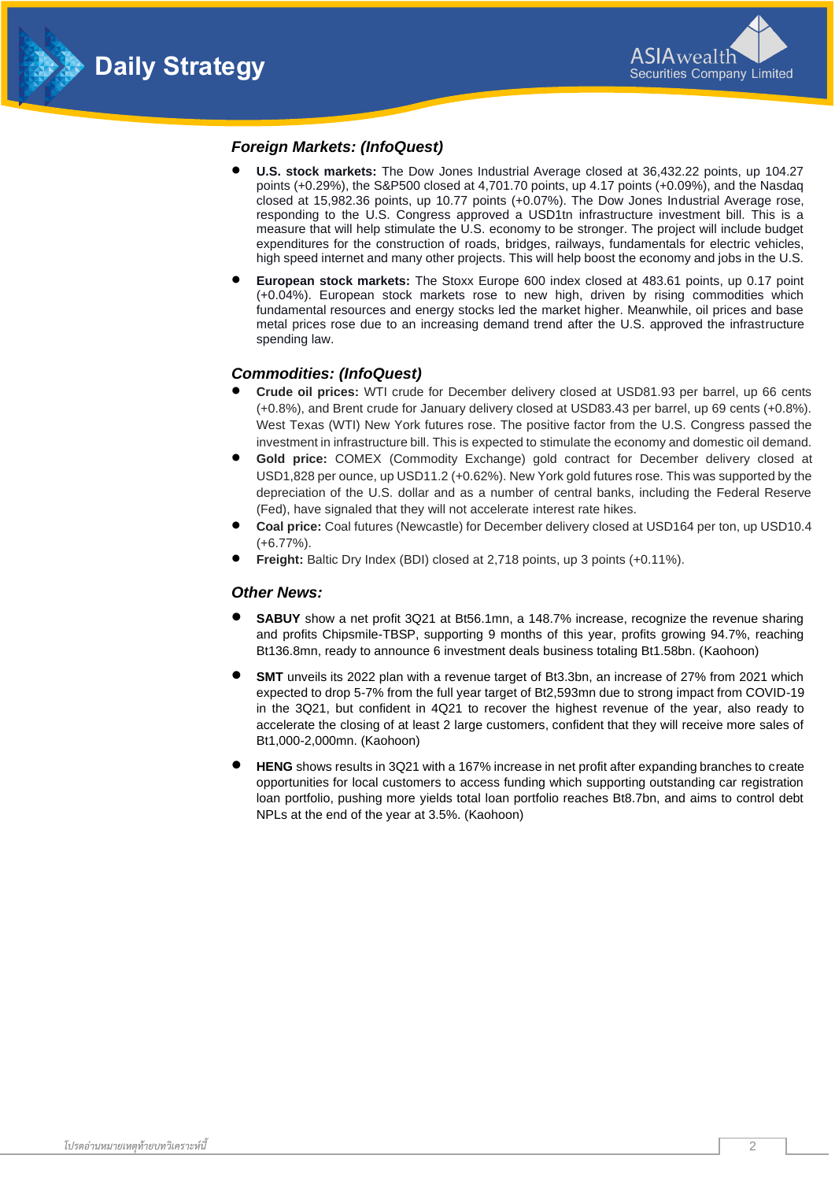### *Foreign Markets: (InfoQuest)*

- **U.S. stock markets:** The Dow Jones Industrial Average closed at 36,432.22 points, up 104.27 points (+0.29%), the S&P500 closed at 4,701.70 points, up 4.17 points (+0.09%), and the Nasdaq closed at 15,982.36 points, up 10.77 points (+0.07%). The Dow Jones Industrial Average rose, responding to the U.S. Congress approved a USD1tn infrastructure investment bill. This is a measure that will help stimulate the U.S. economy to be stronger. The project will include budget expenditures for the construction of roads, bridges, railways, fundamentals for electric vehicles, high speed internet and many other projects. This will help boost the economy and jobs in the U.S.

- **European stock markets:** The Stoxx Europe 600 index closed at 483.61 points, up 0.17 point (+0.04%). European stock markets rose to new high, driven by rising commodities which fundamental resources and energy stocks led the market higher. Meanwhile, oil prices and base metal prices rose due to an increasing demand trend after the U.S. approved the infrastructure spending law.

### *Commodities: (InfoQuest)*

- **Crude oil prices:** WTI crude for December delivery closed at USD81.93 per barrel, up 66 cents (+0.8%), and Brent crude for January delivery closed at USD83.43 per barrel, up 69 cents (+0.8%). West Texas (WTI) New York futures rose. The positive factor from the U.S. Congress passed the investment in infrastructure bill. This is expected to stimulate the economy and domestic oil demand.
- **Gold price:** COMEX (Commodity Exchange) gold contract for December delivery closed at USD1,828 per ounce, up USD11.2 (+0.62%). New York gold futures rose. This was supported by the depreciation of the U.S. dollar and as a number of central banks, including the Federal Reserve (Fed), have signaled that they will not accelerate interest rate hikes.
- **Coal price:** Coal futures (Newcastle) for December delivery closed at USD164 per ton, up USD10.4 (+6.77%).
- **Freight:** Baltic Dry Index (BDI) closed at 2,718 points, up 3 points (+0.11%).

### *Other News:*

- **SABUY** show a net profit 3Q21 at Bt56.1mn, a 148.7% increase, recognize the revenue sharing and profits Chipsmile-TBSP, supporting 9 months of this year, profits growing 94.7%, reaching Bt136.8mn, ready to announce 6 investment deals business totaling Bt1.58bn. (Kaohoon)

- **SMT** unveils its 2022 plan with a revenue target of Bt3.3bn, an increase of 27% from 2021 which expected to drop 5-7% from the full year target of Bt2,593mn due to strong impact from COVID-19 in the 3Q21, but confident in 4Q21 to recover the highest revenue of the year, also ready to accelerate the closing of at least 2 large customers, confident that they will receive more sales of Bt1,000-2,000mn. (Kaohoon)

- **HENG** shows results in 3Q21 with a 167% increase in net profit after expanding branches to create opportunities for local customers to access funding which supporting outstanding car registration loan portfolio, pushing more yields total loan portfolio reaches Bt8.7bn, and aims to control debt NPLs at the end of the year at 3.5%. (Kaohoon)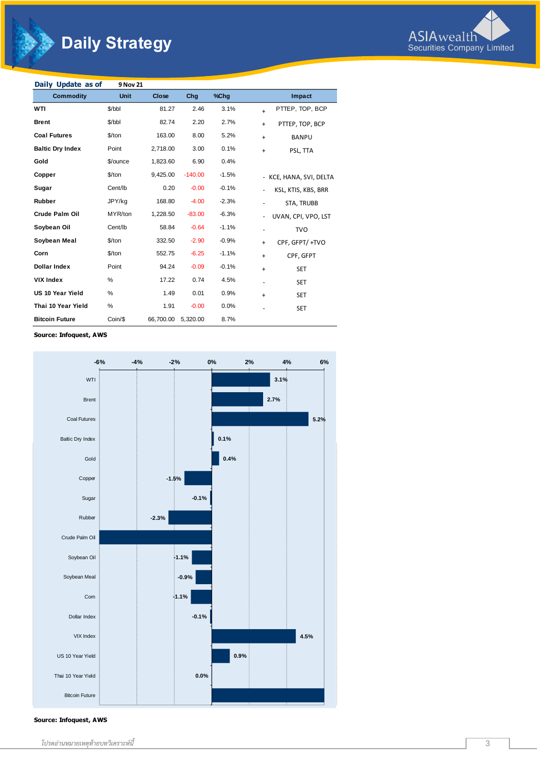## Daily Update as of 9 Nov 21

| Commodity | Unit | Close | Chg | %Chg | | Impact |
|---|---|---|---|---|---|---|
| WTI | $/bbl | 81.27 | 2.46 | 3.1% | + | PTTEP, TOP, BCP |
| Brent | $/bbl | 82.74 | 2.20 | 2.7% | + | PTTEP, TOP, BCP |
| Coal Futures | $/ton | 163.00 | 8.00 | 5.2% | + | BANPU |
| Baltic Dry Index | Point | 2,718.00 | 3.00 | 0.1% | + | PSL, TTA |
| Gold | $/ounce | 1,823.60 | 6.90 | 0.4% | | |
| Copper | $/ton | 9,425.00 | -140.00 | -1.5% | - | KCE, HANA, SVI, DELTA |
| Sugar | Cent/lb | 0.20 | -0.00 | -0.1% | - | KSL, KTIS, KBS, BRR |
| Rubber | JPY/kg | 168.80 | -4.00 | -2.3% | - | STA, TRUBB |
| Crude Palm Oil | MYR/ton | 1,228.50 | -83.00 | -6.3% | - | UVAN, CPI, VPO, LST |
| Soybean Oil | Cent/lb | 58.84 | -0.64 | -1.1% | - | TVO |
| Soybean Meal | $/ton | 332.50 | -2.90 | -0.9% | + | CPF, GFPT/ +TVO |
| Corn | $/ton | 552.75 | -6.25 | -1.1% | + | CPF, GFPT |
| Dollar Index | Point | 94.24 | -0.09 | -0.1% | + | SET |
| VIX Index | % | 17.22 | 0.74 | 4.5% | - | SET |
| US 10 Year Yield | % | 1.49 | 0.01 | 0.9% | + | SET |
| Thai 10 Year Yield | % | 1.91 | -0.00 | 0.0% | - | SET |
| Bitcoin Future | Coin/$ | 66,700.00 | 5,320.00 | 8.7% | | |

**Source: Infoquest, AWS**

| Item | %Chg |
|---|---|
| WTI | 3.1% |
| Brent | 2.7% |
| Coal Futures | 5.2% |
| Baltic Dry Index | 0.1% |
| Gold | 0.4% |
| Copper | -1.5% |
| Sugar | -0.1% |
| Rubber | -2.3% |
| Crude Palm Oil | |
| Soybean Oil | -1.1% |
| Soybean Meal | -0.9% |
| Corn | -1.1% |
| Dollar Index | -0.1% |
| VIX Index | 4.5% |
| US 10 Year Yield | 0.9% |
| Thai 10 Year Yield | 0.0% |
| Bitcoin Future | |

**Source: Infoquest, AWS**

*โปรดอ่านหมายเหตุท้ายบทวิเคราะห์นี้*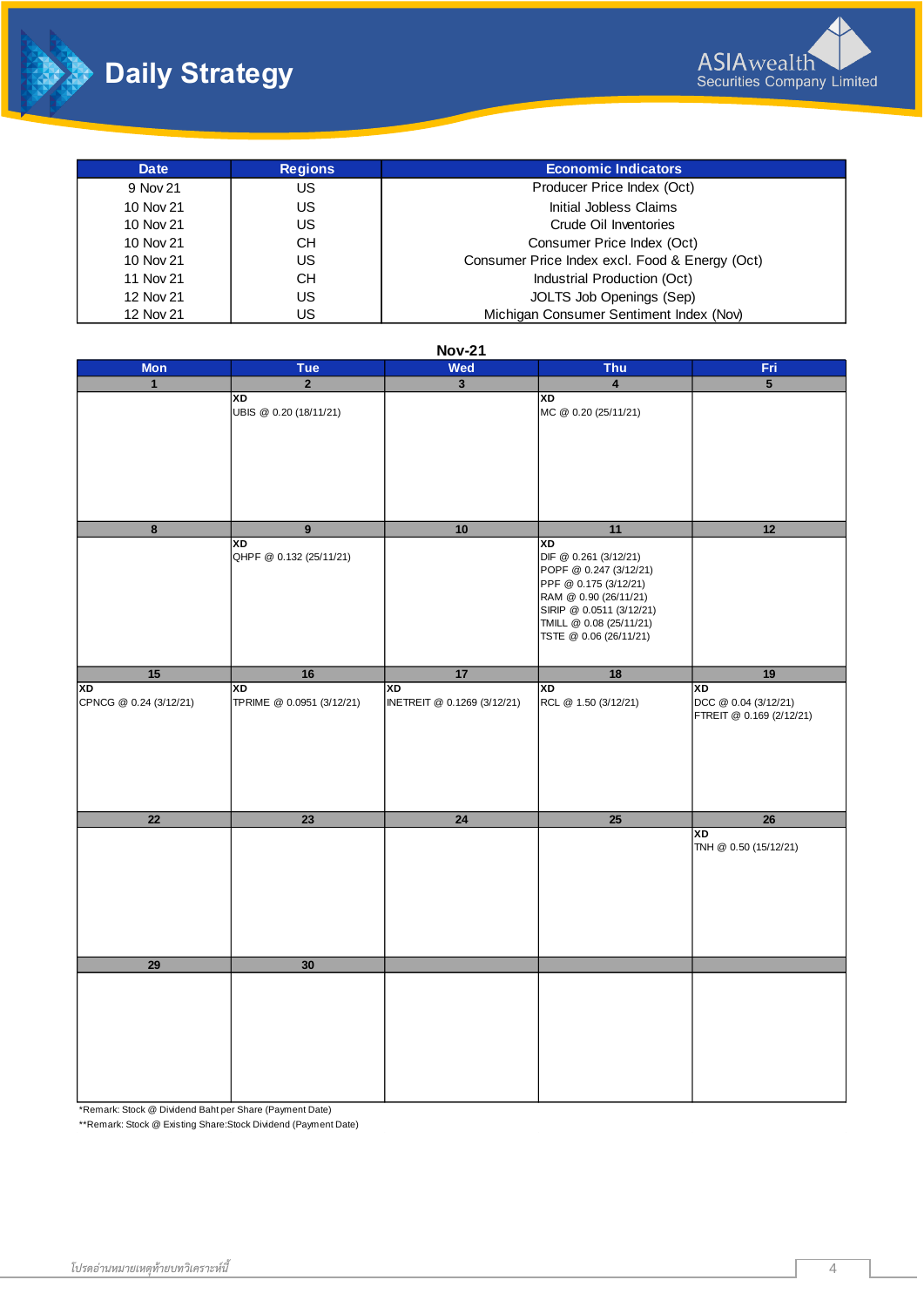# Daily Strategy

| Date | Regions | Economic Indicators |
|---|---|---|
| 9 Nov 21 | US | Producer Price Index (Oct) |
| 10 Nov 21 | US | Initial Jobless Claims |
| 10 Nov 21 | US | Crude Oil Inventories |
| 10 Nov 21 | CH | Consumer Price Index (Oct) |
| 10 Nov 21 | US | Consumer Price Index excl. Food & Energy (Oct) |
| 11 Nov 21 | CH | Industrial Production (Oct) |
| 12 Nov 21 | US | JOLTS Job Openings (Sep) |
| 12 Nov 21 | US | Michigan Consumer Sentiment Index (Nov) |

## Nov-21

| Mon | Tue | Wed | Thu | Fri |
|---|---|---|---|---|
| 1 | 2 | 3 | 4 | 5 |
| | XD<br>UBIS @ 0.20 (18/11/21) | | XD<br>MC @ 0.20 (25/11/21) | |
| 8 | 9 | 10 | 11 | 12 |
| | XD<br>QHPF @ 0.132 (25/11/21) | | XD<br>DIF @ 0.261 (3/12/21)<br>POPF @ 0.247 (3/12/21)<br>PPF @ 0.175 (3/12/21)<br>RAM @ 0.90 (26/11/21)<br>SIRIP @ 0.0511 (3/12/21)<br>TMILL @ 0.08 (25/11/21)<br>TSTE @ 0.06 (26/11/21) | |
| 15 | 16 | 17 | 18 | 19 |
| XD<br>CPNCG @ 0.24 (3/12/21) | XD<br>TPRIME @ 0.0951 (3/12/21) | XD<br>INETREIT @ 0.1269 (3/12/21) | XD<br>RCL @ 1.50 (3/12/21) | XD<br>DCC @ 0.04 (3/12/21)<br>FTREIT @ 0.169 (2/12/21) |
| 22 | 23 | 24 | 25 | 26 |
| | | | | XD<br>TNH @ 0.50 (15/12/21) |
| 29 | 30 | | | |
| | | | | |

*Remark: Stock @ Dividend Baht per Share (Payment Date)

**Remark: Stock @ Existing Share:Stock Dividend (Payment Date)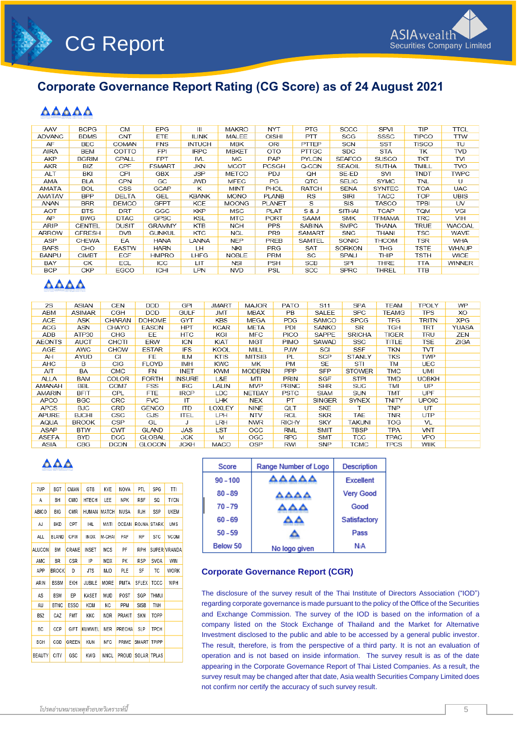# Corporate Governance Report Rating (CG Score) as of 24 August 2021

**5 logos (Excellent)**

| | | | | | | | | | | | |
|---|---|---|---|---|---|---|---|---|---|---|---|
| AAV | BCPG | CM | EPG | III | MAKRO | NYT | PTG | SCCC | SPVI | TIP | TTCL |
| ADVANC | BDMS | CNT | ETE | ILINK | MALEE | OISHI | PTT | SCG | SSSC | TIPCO | TTW |
| AF | BEC | COMAN | FNS | INTUCH | MBK | ORI | PTTEP | SCN | SST | TISCO | TU |
| AIRA | BEM | COTTO | FPI | IRPC | MBKET | OTO | PTTGC | SDC | STA | TK | TVD |
| AKP | BGRIM | CPALL | FPT | IVL | MC | PAP | PYLON | SEAFCO | SUSCO | TKT | TVI |
| AKR | BIZ | CPF | FSMART | JKN | MCOT | PCSGH | Q-CON | SEAOIL | SUTHA | TMILL | TVO |
| ALT | BKI | CPI | GBX | JSP | METCO | PDJ | QH | SE-ED | SVI | TNDT | TWPC |
| AMA | BLA | CPN | GC | JWD | MFEC | PG | QTC | SELIC | SYMC | TNL | U |
| AMATA | BOL | CSS | GCAP | K | MINT | PHOL | RATCH | SENA | SYNTEC | TOA | UAC |
| AMATAV | BPP | DELTA | GEL | KBANK | MONO | PLANB | RS | SIRI | TACC | TOP | UBIS |
| ANAN | BRR | DEMCO | GFPT | KCE | MOONG | PLANET | S | SIS | TASCO | TPBI | UV |
| AOT | BTS | DRT | GGC | KKP | MSC | PLAT | S & J | SITHAI | TCAP | TQM | VGI |
| AP | BWG | DTAC | GPSC | KSL | MTC | PORT | SAAM | SMK | TFMAMA | TRC | VIH |
| ARIP | CENTEL | DUSIT | GRAMMY | KTB | NCH | PPS | SABINA | SMPC | THANA | TRUE | WACOAL |
| ARROW | CFRESH | DV8 | GUNKUL | KTC | NCL | PR9 | SAMART | SNC | THANI | TSC | WAVE |
| ASP | CHEWA | EA | HANA | LANNA | NEP | PREB | SAMTEL | SONIC | THCOM | TSR | WHA |
| BAFS | CHO | EASTW | HARN | LH | NKI | PRG | SAT | SORKON | THG | TSTE | WHAUP |
| BANPU | CIMBT | ECF | HMPRO | LHFG | NOBLE | PRM | SC | SPALI | THIP | TSTH | WICE |
| BAY | CK | ECL | ICC | LIT | NSI | PSH | SCB | SPI | THRE | TTA | WINNER |
| BCP | CKP | EGCO | ICHI | LPN | NVD | PSL | SCC | SPRC | THREL | TTB | |

**4 logos (Very Good)**

| | | | | | | | | | | | | |
|---|---|---|---|---|---|---|---|---|---|---|---|---|
| 2S | ASIAN | CEN | DDD | GPI | JMART | MAJOR | PATO | S11 | SPA | TEAM | TPOLY | WP |
| ABM | ASIMAR | CGH | DOD | GULF | JMT | MBAX | PB | SALEE | SPC | TEAMG | TPS | XO |
| ACE | ASK | CHARAN | DOHOME | GYT | KBS | MEGA | PDG | SAMCO | SPCG | TFG | TRITN | XPG |
| ACG | ASN | CHAYO | EASON | HPT | KCAR | META | PDI | SANKO | SR | TGH | TRT | YUASA |
| ADB | ATP30 | CHG | EE | HTC | KGI | MFC | PICO | SAPPE | SRICHA | TIGER | TRU | ZEN |
| AEONTS | AUCT | CHOTI | ERW | ICN | KIAT | MGT | PIMO | SAWAD | SSC | TITLE | TSE | ZIGA |
| AGE | AWC | CHOW | ESTAR | IFS | KOOL | MILL | PJW | SCI | SSF | TKN | TVT | |
| AH | AYUD | CI | FE | ILM | KTIS | MITSIB | PL | SCP | STANLY | TKS | TWP | |
| AHC | B | CIG | FLOYD | IMH | KWC | MK | PM | SE | STI | TM | UEC | |
| AIT | BA | CMC | FN | INET | KWM | MODERN | PPP | SFP | STOWER | TMC | UMI | |
| ALLA | BAM | COLOR | FORTH | INSURE | L&E | MTI | PRIN | SGF | STPI | TMD | UOBKH | |
| AMANAH | BBL | COM7 | FSS | IRC | LALIN | MVP | PRINC | SHR | SUC | TMI | UP | |
| AMARIN | BFIT | CPL | FTE | IRCP | LDC | NETBAY | PSTC | SIAM | SUN | TMT | UPF | |
| APCO | BGC | CRC | FVC | IT | LHK | NEX | PT | SINGER | SYNEX | TNITY | UPOIC | |
| APCS | BJC | CRD | GENCO | ITD | LOXLEY | NINE | QLT | SKE | T | TNP | UT | |
| APURE | BJCHI | CSC | GJS | ITEL | LPH | NTV | RCL | SKR | TAE | TNR | UTP | |
| AQUA | BROOK | CSP | GL | J | LRH | NWR | RICHY | SKY | TAKUNI | TOG | VL | |
| ASAP | BTW | CWT | GLAND | JAS | LST | OCC | RML | SMIT | TBSP | TPA | VNT | |
| ASEFA | BYD | DCC | GLOBAL | JCK | M | OGC | RPC | SMT | TCC | TPAC | VPO | |
| ASIA | CBG | DCON | GLOCON | JCKH | MACO | OSP | RWI | SNP | TCMC | TPCS | WIIK | |

**3 logos (Good)**

| | | | | | | | | |
|---|---|---|---|---|---|---|---|---|
| 7UP | BGT | CMAN | GTB | KYE | NOVA | PTL | SPG | TTI |
| A | BH | CMO | HTECH | LEE | NPK | RBF | SQ | TYCN |
| ABICO | BIG | CMR | HUMAN | MATCH | NUSA | RJH | SSP | UKEM |
| AJ | BKD | CPT | IHL | MATI | OCEAN | ROJNA | STARK | UMS |
| ALL | BLAND | CPW | INOX | M-CHAI | PAF | RP | STC | VCOM |
| ALUCON | BM | CRANE | INSET | MCS | PF | RPH | SUPER | VRANDA |
| AMC | BR | CSR | IP | MDX | PK | RSP | SVOA | WIN |
| APP | BROCK | D | JTS | MJD | PLE | SF | TC | WORK |
| ARIN | BSBM | EKH | JUBILE | MORE | PMTA | SFLEX | TCCC | WPH |
| AS | BSM | EP | KASET | MUD | POST | SGP | THMUI | |
| AU | BTNC | ESSO | KCM | NC | PPM | SISB | TNH | |
| B52 | CAZ | FMT | KKC | NDR | PRAKIT | SKN | TOPP | |
| BC | CCP | GIFT | KUMWEL | NER | PRECHA | SLP | TPCH | |
| BCH | CGD | GREEN | KUN | NFC | PRIME | SMART | TPIPP | |
| BEAUTY | CITY | GSC | KWG | NNCL | PROUD | SOLAR | TPLAS | |

| Score | Range Number of Logo | Description |
|---|---|---|
| 90 - 100 | 5 logos | Excellent |
| 80 - 89 | 4 logos | Very Good |
| 70 - 79 | 3 logos | Good |
| 60 - 69 | 2 logos | Satisfactory |
| 50 - 59 | 1 logo | Pass |
| Below 50 | No logo given | N/A |

## Corporate Governance Report (CGR)

The disclosure of the survey result of the Thai Institute of Directors Association ("IOD") regarding corporate governance is made pursuant to the policy of the Office of the Securities and Exchange Commission. The survey of the IOD is based on the information of a company listed on the Stock Exchange of Thailand and the Market for Alternative Investment disclosed to the public and able to be accessed by a general public investor. The result, therefore, is from the perspective of a third party. It is not an evaluation of operation and is not based on inside information. The survey result is as of the date appearing in the Corporate Governance Report of Thai Listed Companies. As a result, the survey result may be changed after that date, Asia wealth Securities Company Limited does not confirm nor certify the accuracy of such survey result.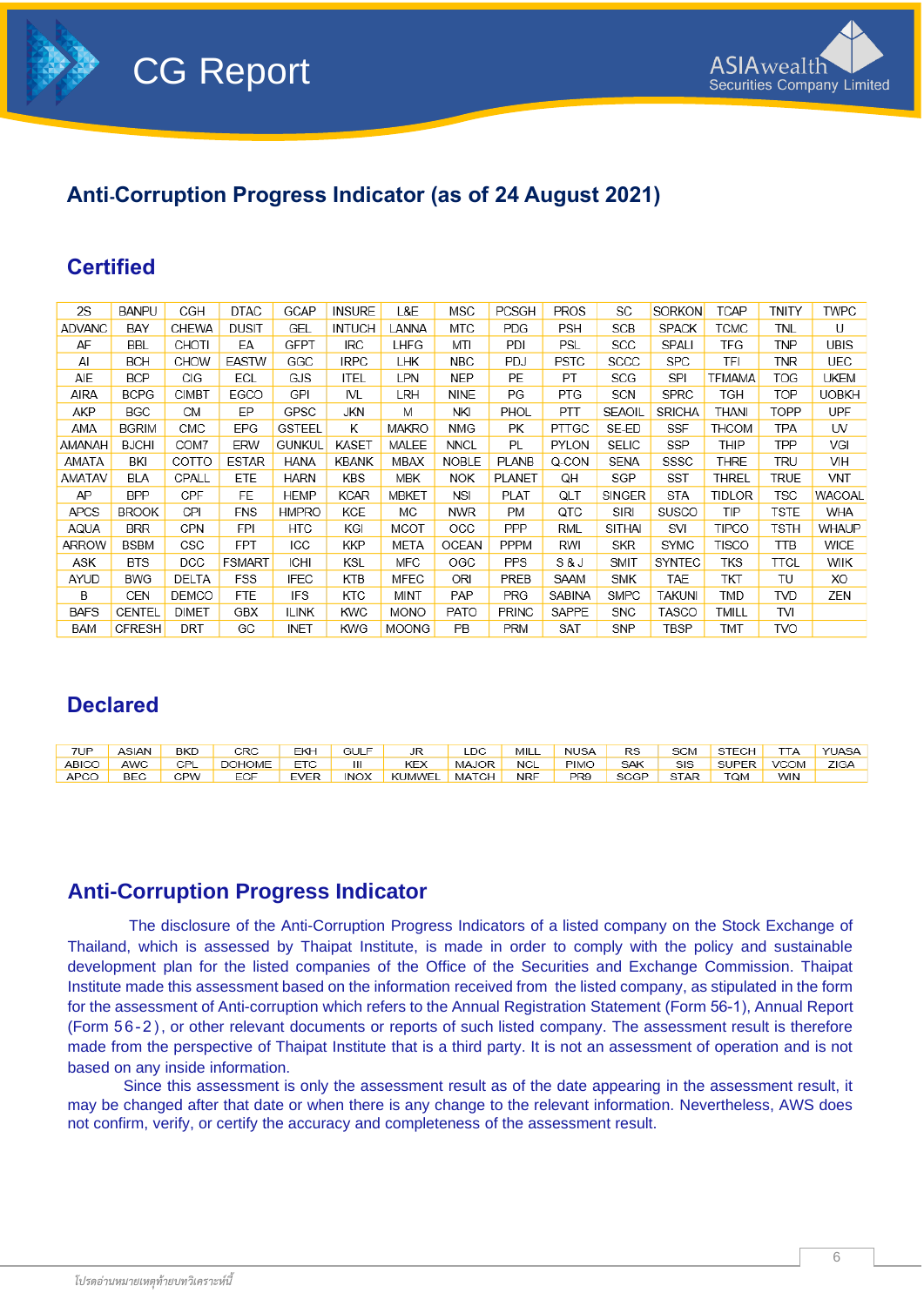## Anti-Corruption Progress Indicator (as of 24 August 2021)

### Certified

| 2S | BANPU | CGH | DTAC | GCAP | INSURE | L&E | MSC | PCSGH | PROS | SC | SORKON | TCAP | TNITY | TWPC |
|---|---|---|---|---|---|---|---|---|---|---|---|---|---|---|
| ADVANC | BAY | CHEWA | DUSIT | GEL | INTUCH | LANNA | MTC | PDG | PSH | SCB | SPACK | TCMC | TNL | U |
| AF | BBL | CHOTI | EA | GFPT | IRC | LHFG | MTI | PDI | PSL | SCC | SPALI | TFG | TNP | UBIS |
| AI | BCH | CHOW | EASTW | GGC | IRPC | LHK | NBC | PDJ | PSTC | SCCC | SPC | TFI | TNR | UEC |
| AIE | BCP | CIG | ECL | GJS | ITEL | LPN | NEP | PE | PT | SCG | SPI | TFMAMA | TOG | UKEM |
| AIRA | BCPG | CIMBT | EGCO | GPI | IVL | LRH | NINE | PG | PTG | SCN | SPRC | TGH | TOP | UOBKH |
| AKP | BGC | CM | EP | GPSC | JKN | M | NKI | PHOL | PTT | SEAOIL | SRICHA | THANI | TOPP | UPF |
| AMA | BGRIM | CMC | EPG | GSTEEL | K | MAKRO | NMG | PK | PTTGC | SE-ED | SSF | THCOM | TPA | UV |
| AMANAH | BJCHI | COM7 | ERW | GUNKUL | KASET | MALEE | NNCL | PL | PYLON | SELIC | SSP | THIP | TPP | VGI |
| AMATA | BKI | COTTO | ESTAR | HANA | KBANK | MBAX | NOBLE | PLANB | Q-CON | SENA | SSSC | THRE | TRU | VIH |
| AMATAV | BLA | CPALL | ETE | HARN | KBS | MBK | NOK | PLANET | QH | SGP | SST | THREL | TRUE | VNT |
| AP | BPP | CPF | FE | HEMP | KCAR | MBKET | NSI | PLAT | QLT | SINGER | STA | TIDLOR | TSC | WACOAL |
| APCS | BROOK | CPI | FNS | HMPRO | KCE | MC | NWR | PM | QTC | SIRI | SUSCO | TIP | TSTE | WHA |
| AQUA | BRR | CPN | FPI | HTC | KGI | MCOT | OCC | PPP | RML | SITHAI | SVI | TIPCO | TSTH | WHAUP |
| ARROW | BSBM | CSC | FPT | ICC | KKP | META | OCEAN | PPPM | RWI | SKR | SYMC | TISCO | TTB | WICE |
| ASK | BTS | DCC | FSMART | ICHI | KSL | MFC | OGC | PPS | S & J | SMIT | SYNTEC | TKS | TTCL | WIIK |
| AYUD | BWG | DELTA | FSS | IFEC | KTB | MFEC | ORI | PREB | SAAM | SMK | TAE | TKT | TU | XO |
| B | CEN | DEMCO | FTE | IFS | KTC | MINT | PAP | PRG | SABINA | SMPC | TAKUNI | TMD | TVD | ZEN |
| BAFS | CENTEL | DIMET | GBX | ILINK | KWC | MONO | PATO | PRINC | SAPPE | SNC | TASCO | TMILL | TVI | |
| BAM | CFRESH | DRT | GC | INET | KWG | MOONG | PB | PRM | SAT | SNP | TBSP | TMT | TVO | |

### Declared

| 7UP | ASIAN | BKD | CRC | EKH | GULF | JR | LDC | MILL | NUSA | RS | SCM | STECH | TTA | YUASA |
|---|---|---|---|---|---|---|---|---|---|---|---|---|---|---|
| ABICO | AWC | CPL | DOHOME | ETC | III | KEX | MAJOR | NCL | PIMO | SAK | SIS | SUPER | VCOM | ZIGA |
| APCO | BEC | CPW | ECF | EVER | INOX | KUMWEL | MATCH | NRF | PR9 | SCGP | STAR | TQM | WIN | |

## Anti-Corruption Progress Indicator

The disclosure of the Anti-Corruption Progress Indicators of a listed company on the Stock Exchange of Thailand, which is assessed by Thaipat Institute, is made in order to comply with the policy and sustainable development plan for the listed companies of the Office of the Securities and Exchange Commission. Thaipat Institute made this assessment based on the information received from the listed company, as stipulated in the form for the assessment of Anti-corruption which refers to the Annual Registration Statement (Form 56-1), Annual Report (Form 56-2), or other relevant documents or reports of such listed company. The assessment result is therefore made from the perspective of Thaipat Institute that is a third party. It is not an assessment of operation and is not based on any inside information.

Since this assessment is only the assessment result as of the date appearing in the assessment result, it may be changed after that date or when there is any change to the relevant information. Nevertheless, AWS does not confirm, verify, or certify the accuracy and completeness of the assessment result.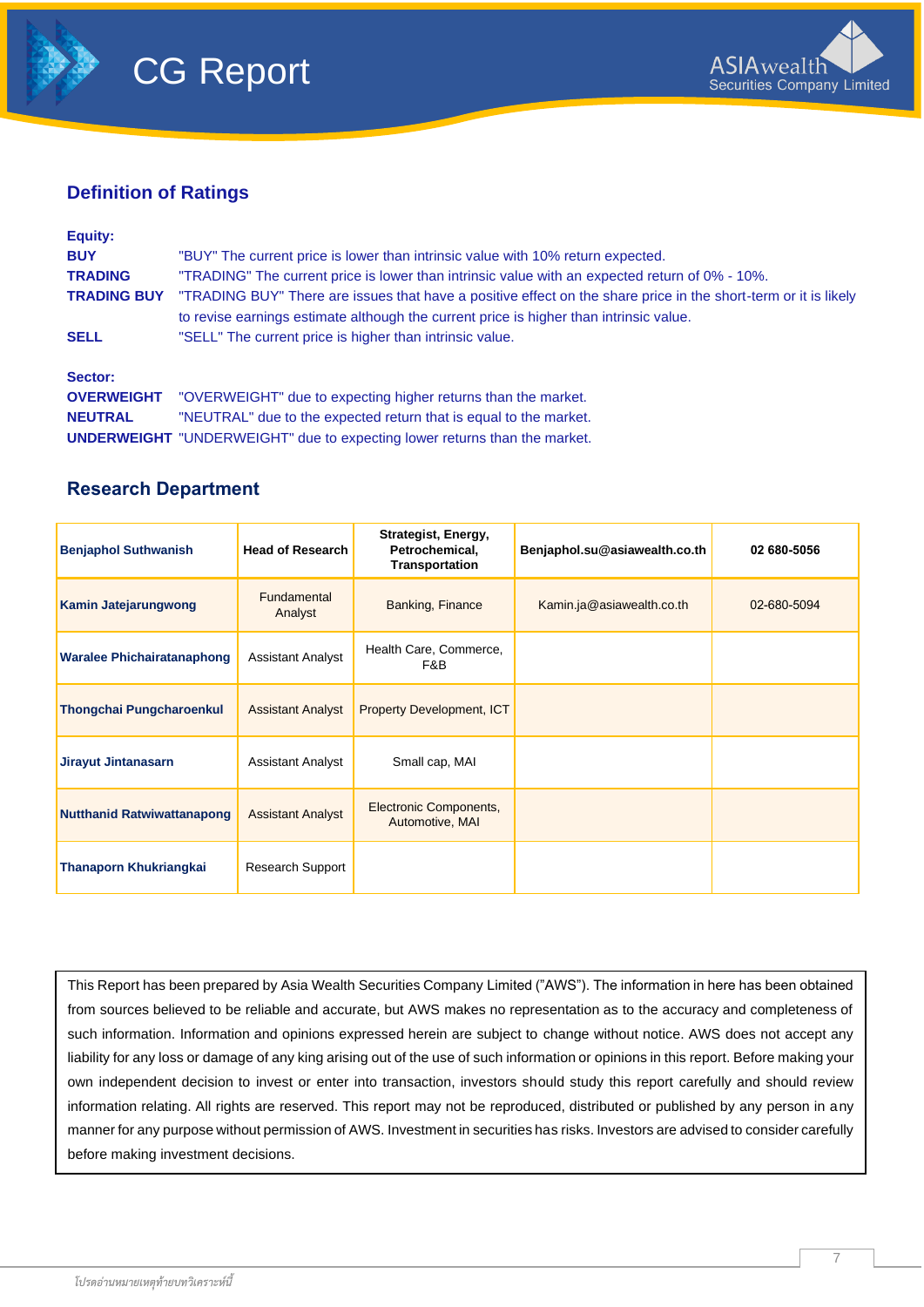## Definition of Ratings

**Equity:**

**BUY** "BUY" The current price is lower than intrinsic value with 10% return expected.

**TRADING** "TRADING" The current price is lower than intrinsic value with an expected return of 0% - 10%.

**TRADING BUY** "TRADING BUY" There are issues that have a positive effect on the share price in the short-term or it is likely to revise earnings estimate although the current price is higher than intrinsic value.

**SELL** "SELL" The current price is higher than intrinsic value.

**Sector:**

**OVERWEIGHT** "OVERWEIGHT" due to expecting higher returns than the market.

**NEUTRAL** "NEUTRAL" due to the expected return that is equal to the market.

**UNDERWEIGHT** "UNDERWEIGHT" due to expecting lower returns than the market.

## Research Department

| **Benjaphol Suthwanish** | **Head of Research** | **Strategist, Energy, Petrochemical, Transportation** | **Benjaphol.su@asiawealth.co.th** | **02 680-5056** |
|---|---|---|---|---|
| **Kamin Jatejarungwong** | Fundamental Analyst | Banking, Finance | Kamin.ja@asiawealth.co.th | 02-680-5094 |
| **Waralee Phichairatanaphong** | Assistant Analyst | Health Care, Commerce, F&B | | |
| **Thongchai Pungcharoenkul** | Assistant Analyst | Property Development, ICT | | |
| **Jirayut Jintanasarn** | Assistant Analyst | Small cap, MAI | | |
| **Nutthanid Ratwiwattanapong** | Assistant Analyst | Electronic Components, Automotive, MAI | | |
| **Thanaporn Khukriangkai** | Research Support | | | |

This Report has been prepared by Asia Wealth Securities Company Limited ("AWS"). The information in here has been obtained from sources believed to be reliable and accurate, but AWS makes no representation as to the accuracy and completeness of such information. Information and opinions expressed herein are subject to change without notice. AWS does not accept any liability for any loss or damage of any king arising out of the use of such information or opinions in this report. Before making your own independent decision to invest or enter into transaction, investors should study this report carefully and should review information relating. All rights are reserved. This report may not be reproduced, distributed or published by any person in any manner for any purpose without permission of AWS. Investment in securities has risks. Investors are advised to consider carefully before making investment decisions.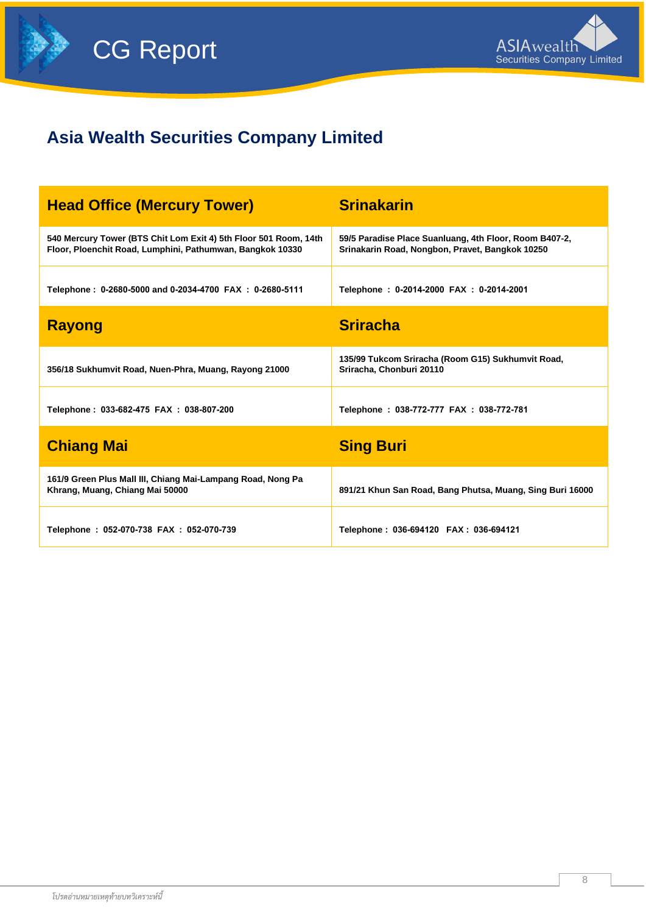## Asia Wealth Securities Company Limited

| | |
|---|---|
| **Head Office (Mercury Tower)** | **Srinakarin** |
| 540 Mercury Tower (BTS Chit Lom Exit 4) 5th Floor 501 Room, 14th Floor, Ploenchit Road, Lumphini, Pathumwan, Bangkok 10330 | 59/5 Paradise Place Suanluang, 4th Floor, Room B407-2, Srinakarin Road, Nongbon, Pravet, Bangkok 10250 |
| Telephone : 0-2680-5000 and 0-2034-4700 FAX : 0-2680-5111 | Telephone : 0-2014-2000 FAX : 0-2014-2001 |
| **Rayong** | **Sriracha** |
| 356/18 Sukhumvit Road, Nuen-Phra, Muang, Rayong 21000 | 135/99 Tukcom Sriracha (Room G15) Sukhumvit Road, Sriracha, Chonburi 20110 |
| Telephone : 033-682-475 FAX : 038-807-200 | Telephone : 038-772-777 FAX : 038-772-781 |
| **Chiang Mai** | **Sing Buri** |
| 161/9 Green Plus Mall III, Chiang Mai-Lampang Road, Nong Pa Khrang, Muang, Chiang Mai 50000 | 891/21 Khun San Road, Bang Phutsa, Muang, Sing Buri 16000 |
| Telephone : 052-070-738 FAX : 052-070-739 | Telephone : 036-694120 FAX : 036-694121 |